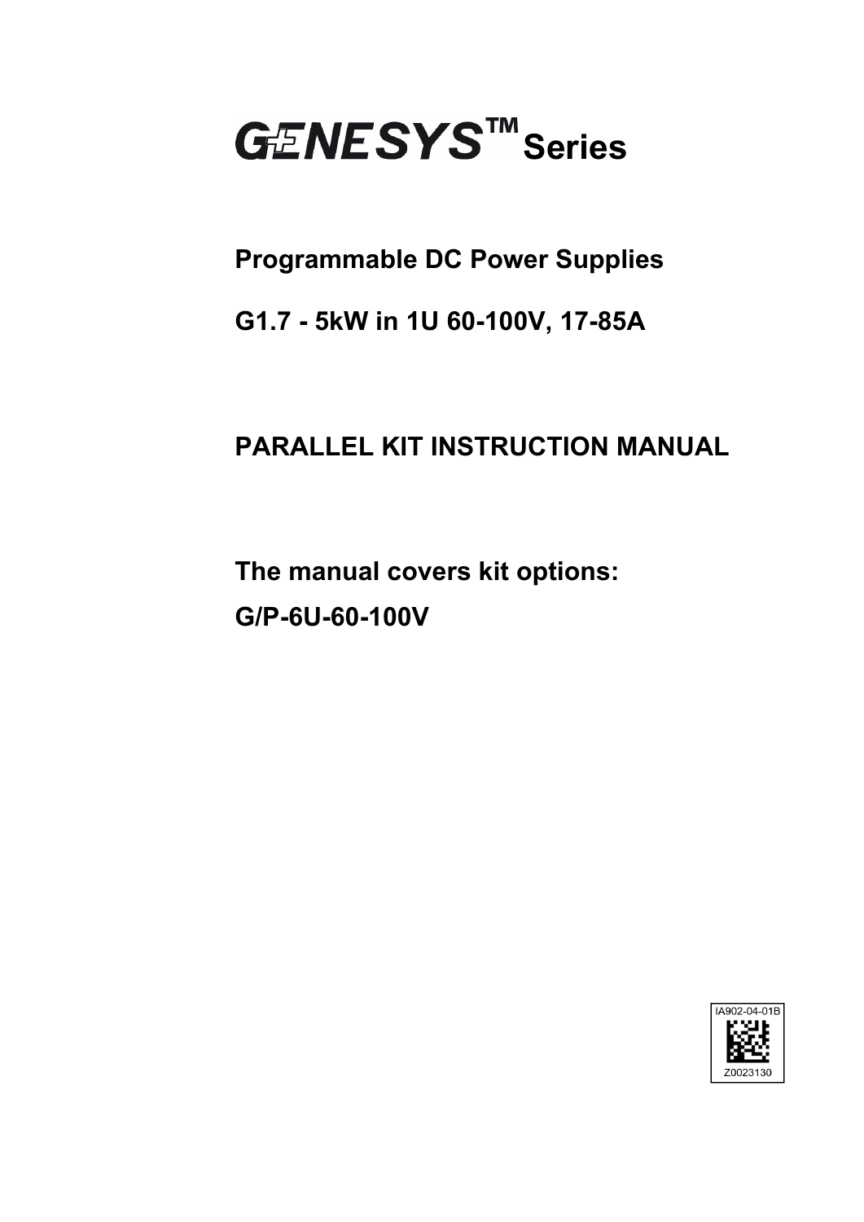# GENESYS™ Series

## Programmable DC Power Supplies

## G1.7 - 5kW in 1U 60-100V, 17-85A

## PARALLEL KIT INSTRUCTION MANUAL

## The manual covers kit options:

## G/P-6U-60-100V

IA902-04-01B

Z0023130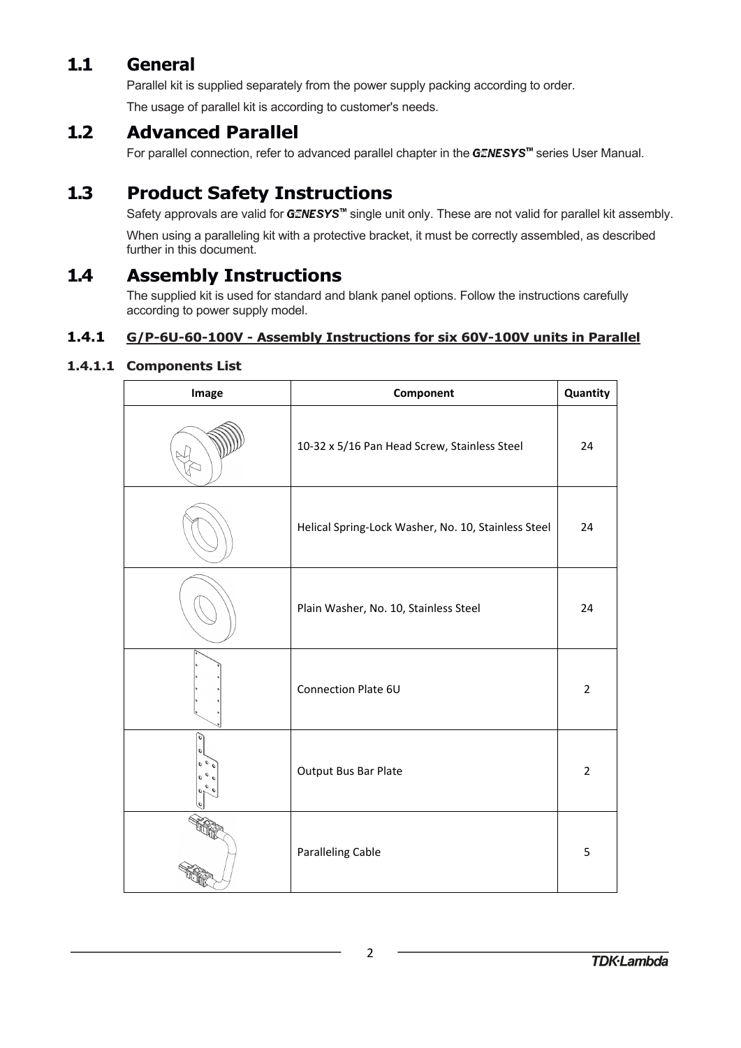## 1.1 General

Parallel kit is supplied separately from the power supply packing according to order.

The usage of parallel kit is according to customer's needs.

## 1.2 Advanced Parallel

For parallel connection, refer to advanced parallel chapter in the ***GENESYS™*** series User Manual.

## 1.3 Product Safety Instructions

Safety approvals are valid for ***GENESYS™*** single unit only. These are not valid for parallel kit assembly.

When using a paralleling kit with a protective bracket, it must be correctly assembled, as described further in this document.

## 1.4 Assembly Instructions

The supplied kit is used for standard and blank panel options. Follow the instructions carefully according to power supply model.

### 1.4.1 G/P-6U-60-100V - Assembly Instructions for six 60V-100V units in Parallel

#### 1.4.1.1 Components List

| Image | Component | Quantity |
|---|---|---|
| | 10-32 x 5/16 Pan Head Screw, Stainless Steel | 24 |
| | Helical Spring-Lock Washer, No. 10, Stainless Steel | 24 |
| | Plain Washer, No. 10, Stainless Steel | 24 |
| | Connection Plate 6U | 2 |
| | Output Bus Bar Plate | 2 |
| | Paralleling Cable | 5 |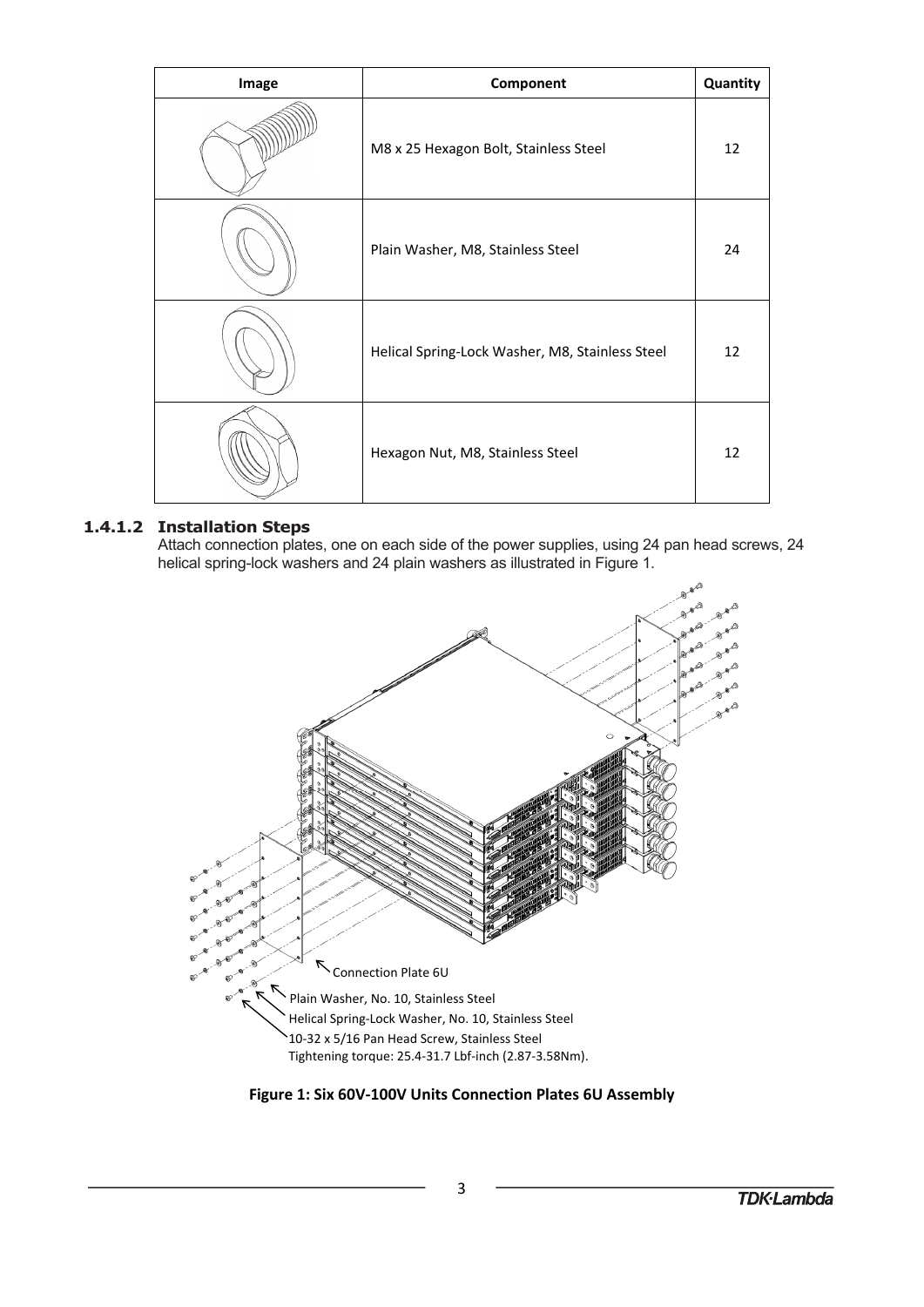| Image | Component | Quantity |
|---|---|---|
| | M8 x 25 Hexagon Bolt, Stainless Steel | 12 |
| | Plain Washer, M8, Stainless Steel | 24 |
| | Helical Spring-Lock Washer, M8, Stainless Steel | 12 |
| | Hexagon Nut, M8, Stainless Steel | 12 |

### 1.4.1.2 Installation Steps

Attach connection plates, one on each side of the power supplies, using 24 pan head screws, 24 helical spring-lock washers and 24 plain washers as illustrated in Figure 1.

Connection Plate 6U

Plain Washer, No. 10, Stainless Steel

Helical Spring-Lock Washer, No. 10, Stainless Steel

10-32 x 5/16 Pan Head Screw, Stainless Steel

Tightening torque: 25.4-31.7 Lbf-inch (2.87-3.58Nm).

**Figure 1: Six 60V-100V Units Connection Plates 6U Assembly**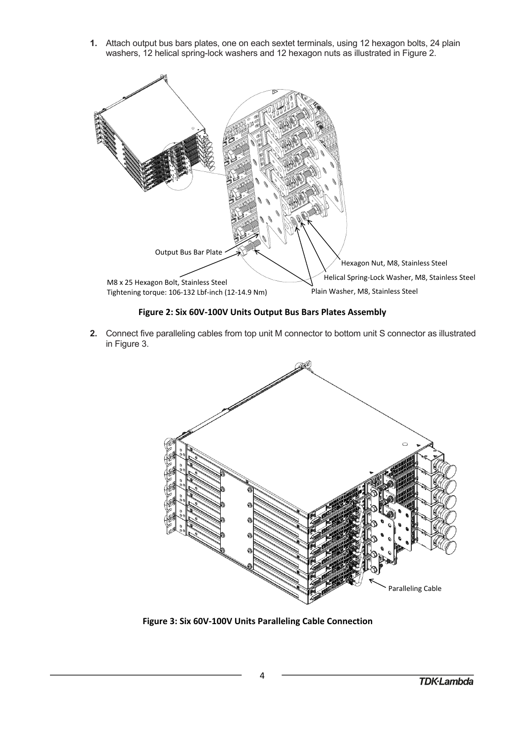1. Attach output bus bars plates, one on each sextet terminals, using 12 hexagon bolts, 24 plain washers, 12 helical spring-lock washers and 12 hexagon nuts as illustrated in Figure 2.

Output Bus Bar Plate

Hexagon Nut, M8, Stainless Steel

Helical Spring-Lock Washer, M8, Stainless Steel

M8 x 25 Hexagon Bolt, Stainless Steel
Tightening torque: 106-132 Lbf-inch (12-14.9 Nm)

Plain Washer, M8, Stainless Steel

**Figure 2: Six 60V-100V Units Output Bus Bars Plates Assembly**

2. Connect five paralleling cables from top unit M connector to bottom unit S connector as illustrated in Figure 3.

Paralleling Cable

**Figure 3: Six 60V-100V Units Paralleling Cable Connection**